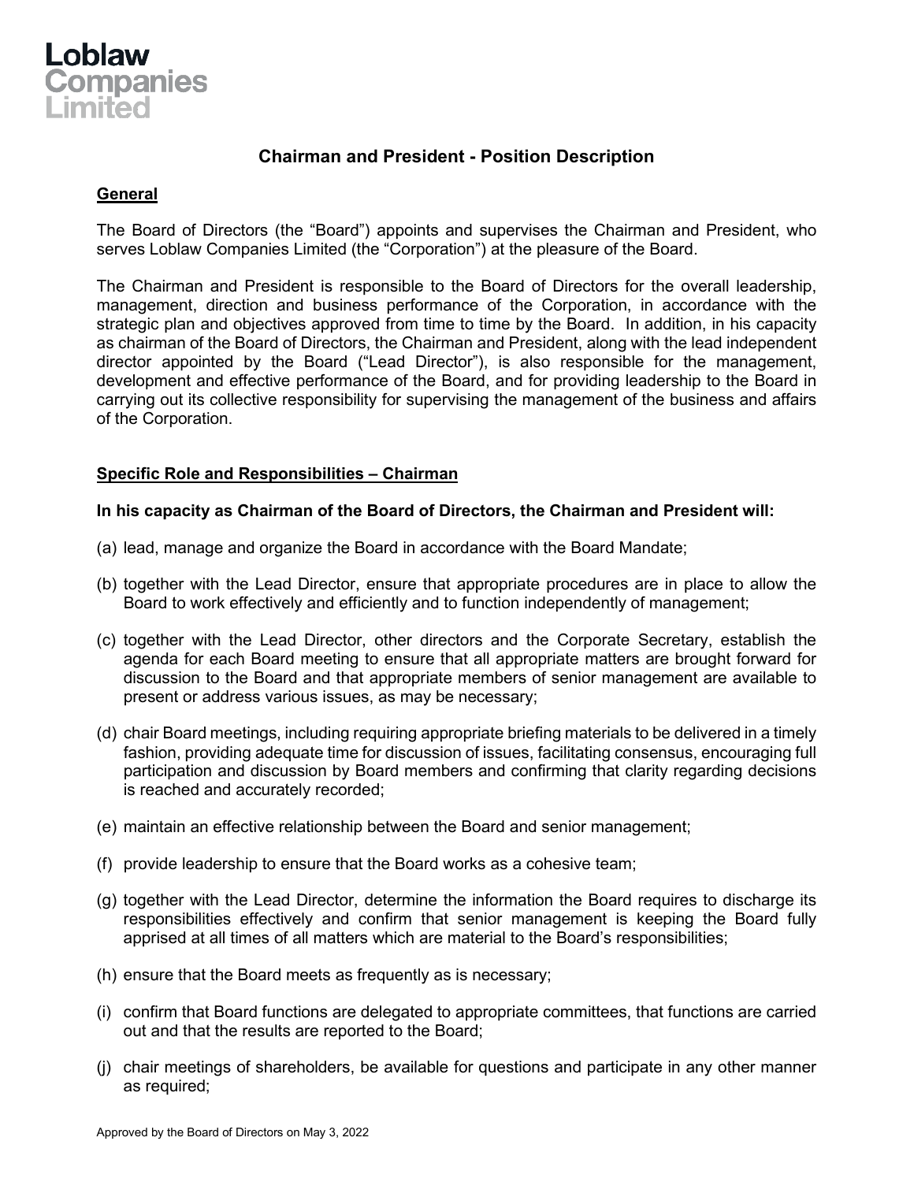Loblaw Companies Limited

# Chairman and President - Position Description

## General

The Board of Directors (the "Board") appoints and supervises the Chairman and President, who serves Loblaw Companies Limited (the "Corporation") at the pleasure of the Board.

The Chairman and President is responsible to the Board of Directors for the overall leadership, management, direction and business performance of the Corporation, in accordance with the strategic plan and objectives approved from time to time by the Board. In addition, in his capacity as chairman of the Board of Directors, the Chairman and President, along with the lead independent director appointed by the Board ("Lead Director"), is also responsible for the management, development and effective performance of the Board, and for providing leadership to the Board in carrying out its collective responsibility for supervising the management of the business and affairs of the Corporation.

## Specific Role and Responsibilities – Chairman

**In his capacity as Chairman of the Board of Directors, the Chairman and President will:**

(a) lead, manage and organize the Board in accordance with the Board Mandate;

(b) together with the Lead Director, ensure that appropriate procedures are in place to allow the Board to work effectively and efficiently and to function independently of management;

(c) together with the Lead Director, other directors and the Corporate Secretary, establish the agenda for each Board meeting to ensure that all appropriate matters are brought forward for discussion to the Board and that appropriate members of senior management are available to present or address various issues, as may be necessary;

(d) chair Board meetings, including requiring appropriate briefing materials to be delivered in a timely fashion, providing adequate time for discussion of issues, facilitating consensus, encouraging full participation and discussion by Board members and confirming that clarity regarding decisions is reached and accurately recorded;

(e) maintain an effective relationship between the Board and senior management;

(f) provide leadership to ensure that the Board works as a cohesive team;

(g) together with the Lead Director, determine the information the Board requires to discharge its responsibilities effectively and confirm that senior management is keeping the Board fully apprised at all times of all matters which are material to the Board's responsibilities;

(h) ensure that the Board meets as frequently as is necessary;

(i) confirm that Board functions are delegated to appropriate committees, that functions are carried out and that the results are reported to the Board;

(j) chair meetings of shareholders, be available for questions and participate in any other manner as required;

Approved by the Board of Directors on May 3, 2022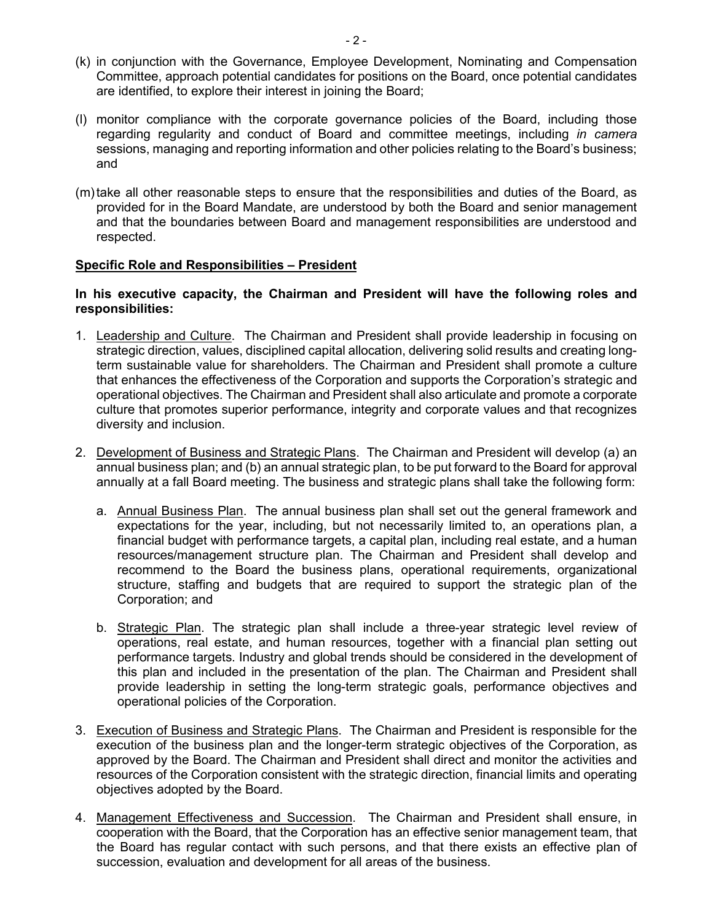(k) in conjunction with the Governance, Employee Development, Nominating and Compensation Committee, approach potential candidates for positions on the Board, once potential candidates are identified, to explore their interest in joining the Board;

(l) monitor compliance with the corporate governance policies of the Board, including those regarding regularity and conduct of Board and committee meetings, including *in camera* sessions, managing and reporting information and other policies relating to the Board's business; and

(m) take all other reasonable steps to ensure that the responsibilities and duties of the Board, as provided for in the Board Mandate, are understood by both the Board and senior management and that the boundaries between Board and management responsibilities are understood and respected.

**Specific Role and Responsibilities – President**

**In his executive capacity, the Chairman and President will have the following roles and responsibilities:**

1. Leadership and Culture. The Chairman and President shall provide leadership in focusing on strategic direction, values, disciplined capital allocation, delivering solid results and creating long-term sustainable value for shareholders. The Chairman and President shall promote a culture that enhances the effectiveness of the Corporation and supports the Corporation's strategic and operational objectives. The Chairman and President shall also articulate and promote a corporate culture that promotes superior performance, integrity and corporate values and that recognizes diversity and inclusion.

2. Development of Business and Strategic Plans. The Chairman and President will develop (a) an annual business plan; and (b) an annual strategic plan, to be put forward to the Board for approval annually at a fall Board meeting. The business and strategic plans shall take the following form:

   a. Annual Business Plan. The annual business plan shall set out the general framework and expectations for the year, including, but not necessarily limited to, an operations plan, a financial budget with performance targets, a capital plan, including real estate, and a human resources/management structure plan. The Chairman and President shall develop and recommend to the Board the business plans, operational requirements, organizational structure, staffing and budgets that are required to support the strategic plan of the Corporation; and

   b. Strategic Plan. The strategic plan shall include a three-year strategic level review of operations, real estate, and human resources, together with a financial plan setting out performance targets. Industry and global trends should be considered in the development of this plan and included in the presentation of the plan. The Chairman and President shall provide leadership in setting the long-term strategic goals, performance objectives and operational policies of the Corporation.

3. Execution of Business and Strategic Plans. The Chairman and President is responsible for the execution of the business plan and the longer-term strategic objectives of the Corporation, as approved by the Board. The Chairman and President shall direct and monitor the activities and resources of the Corporation consistent with the strategic direction, financial limits and operating objectives adopted by the Board.

4. Management Effectiveness and Succession. The Chairman and President shall ensure, in cooperation with the Board, that the Corporation has an effective senior management team, that the Board has regular contact with such persons, and that there exists an effective plan of succession, evaluation and development for all areas of the business.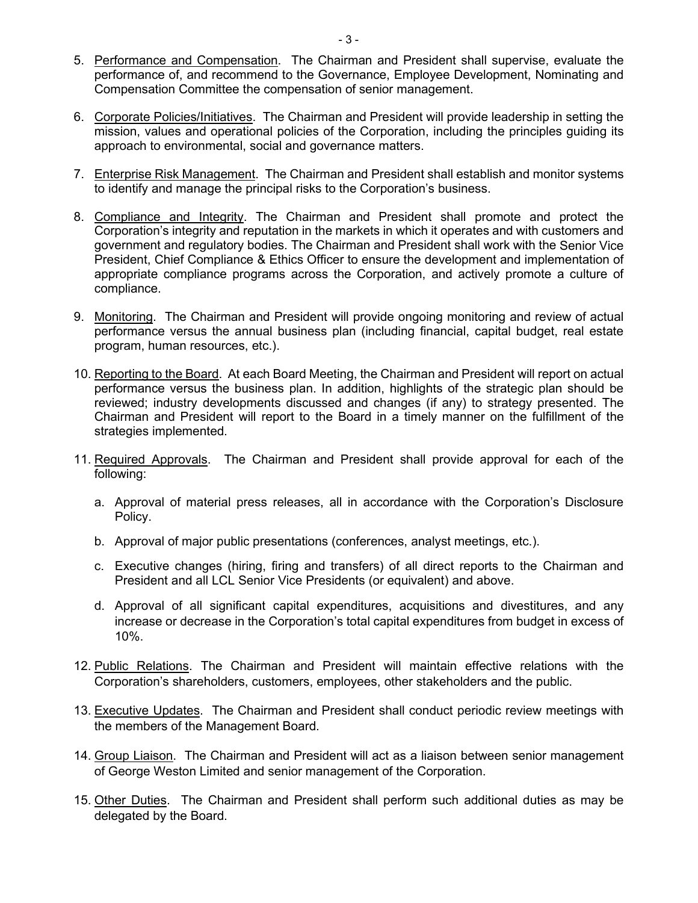5. Performance and Compensation. The Chairman and President shall supervise, evaluate the performance of, and recommend to the Governance, Employee Development, Nominating and Compensation Committee the compensation of senior management.

6. Corporate Policies/Initiatives. The Chairman and President will provide leadership in setting the mission, values and operational policies of the Corporation, including the principles guiding its approach to environmental, social and governance matters.

7. Enterprise Risk Management. The Chairman and President shall establish and monitor systems to identify and manage the principal risks to the Corporation's business.

8. Compliance and Integrity. The Chairman and President shall promote and protect the Corporation's integrity and reputation in the markets in which it operates and with customers and government and regulatory bodies. The Chairman and President shall work with the Senior Vice President, Chief Compliance & Ethics Officer to ensure the development and implementation of appropriate compliance programs across the Corporation, and actively promote a culture of compliance.

9. Monitoring. The Chairman and President will provide ongoing monitoring and review of actual performance versus the annual business plan (including financial, capital budget, real estate program, human resources, etc.).

10. Reporting to the Board. At each Board Meeting, the Chairman and President will report on actual performance versus the business plan. In addition, highlights of the strategic plan should be reviewed; industry developments discussed and changes (if any) to strategy presented. The Chairman and President will report to the Board in a timely manner on the fulfillment of the strategies implemented.

11. Required Approvals. The Chairman and President shall provide approval for each of the following:

    a. Approval of material press releases, all in accordance with the Corporation's Disclosure Policy.

    b. Approval of major public presentations (conferences, analyst meetings, etc.).

    c. Executive changes (hiring, firing and transfers) of all direct reports to the Chairman and President and all LCL Senior Vice Presidents (or equivalent) and above.

    d. Approval of all significant capital expenditures, acquisitions and divestitures, and any increase or decrease in the Corporation's total capital expenditures from budget in excess of 10%.

12. Public Relations. The Chairman and President will maintain effective relations with the Corporation's shareholders, customers, employees, other stakeholders and the public.

13. Executive Updates. The Chairman and President shall conduct periodic review meetings with the members of the Management Board.

14. Group Liaison. The Chairman and President will act as a liaison between senior management of George Weston Limited and senior management of the Corporation.

15. Other Duties. The Chairman and President shall perform such additional duties as may be delegated by the Board.